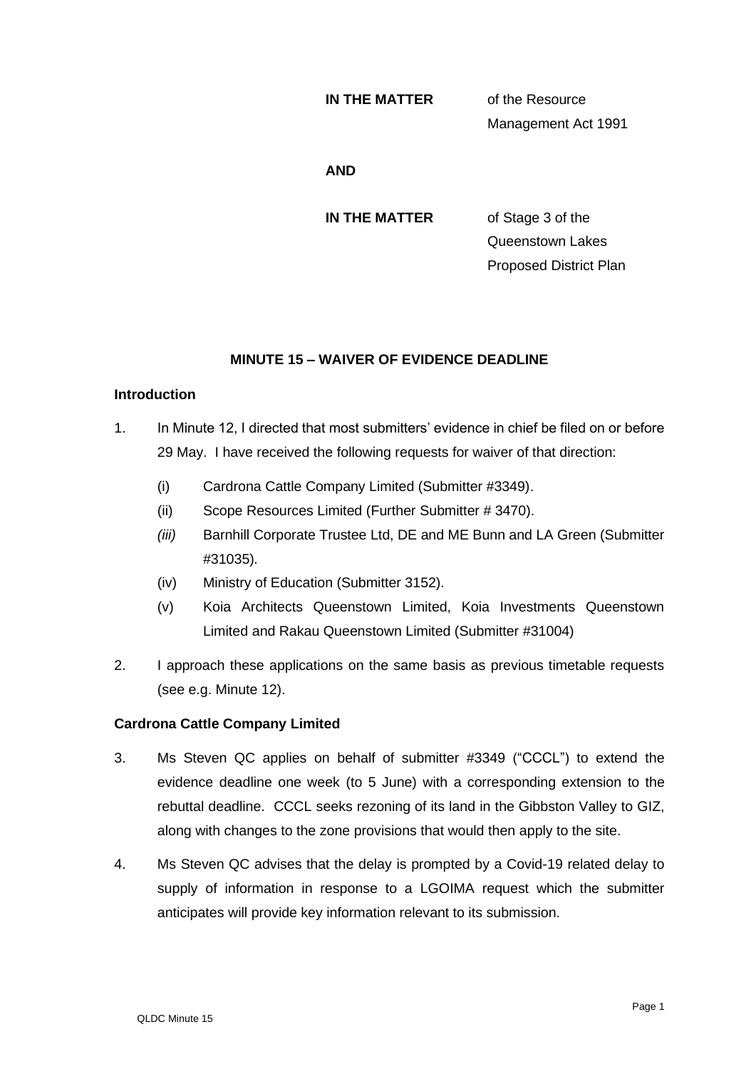**IN THE MATTER** of the Resource Management Act 1991

**AND**

**IN THE MATTER** of Stage 3 of the Queenstown Lakes Proposed District Plan

## MINUTE 15 – WAIVER OF EVIDENCE DEADLINE

### Introduction

1. In Minute 12, I directed that most submitters' evidence in chief be filed on or before 29 May. I have received the following requests for waiver of that direction:

   (i) Cardrona Cattle Company Limited (Submitter #3349).

   (ii) Scope Resources Limited (Further Submitter # 3470).

   *(iii)* Barnhill Corporate Trustee Ltd, DE and ME Bunn and LA Green (Submitter #31035).

   (iv) Ministry of Education (Submitter 3152).

   (v) Koia Architects Queenstown Limited, Koia Investments Queenstown Limited and Rakau Queenstown Limited (Submitter #31004)

2. I approach these applications on the same basis as previous timetable requests (see e.g. Minute 12).

### Cardrona Cattle Company Limited

3. Ms Steven QC applies on behalf of submitter #3349 ("CCCL") to extend the evidence deadline one week (to 5 June) with a corresponding extension to the rebuttal deadline. CCCL seeks rezoning of its land in the Gibbston Valley to GIZ, along with changes to the zone provisions that would then apply to the site.

4. Ms Steven QC advises that the delay is prompted by a Covid-19 related delay to supply of information in response to a LGOIMA request which the submitter anticipates will provide key information relevant to its submission.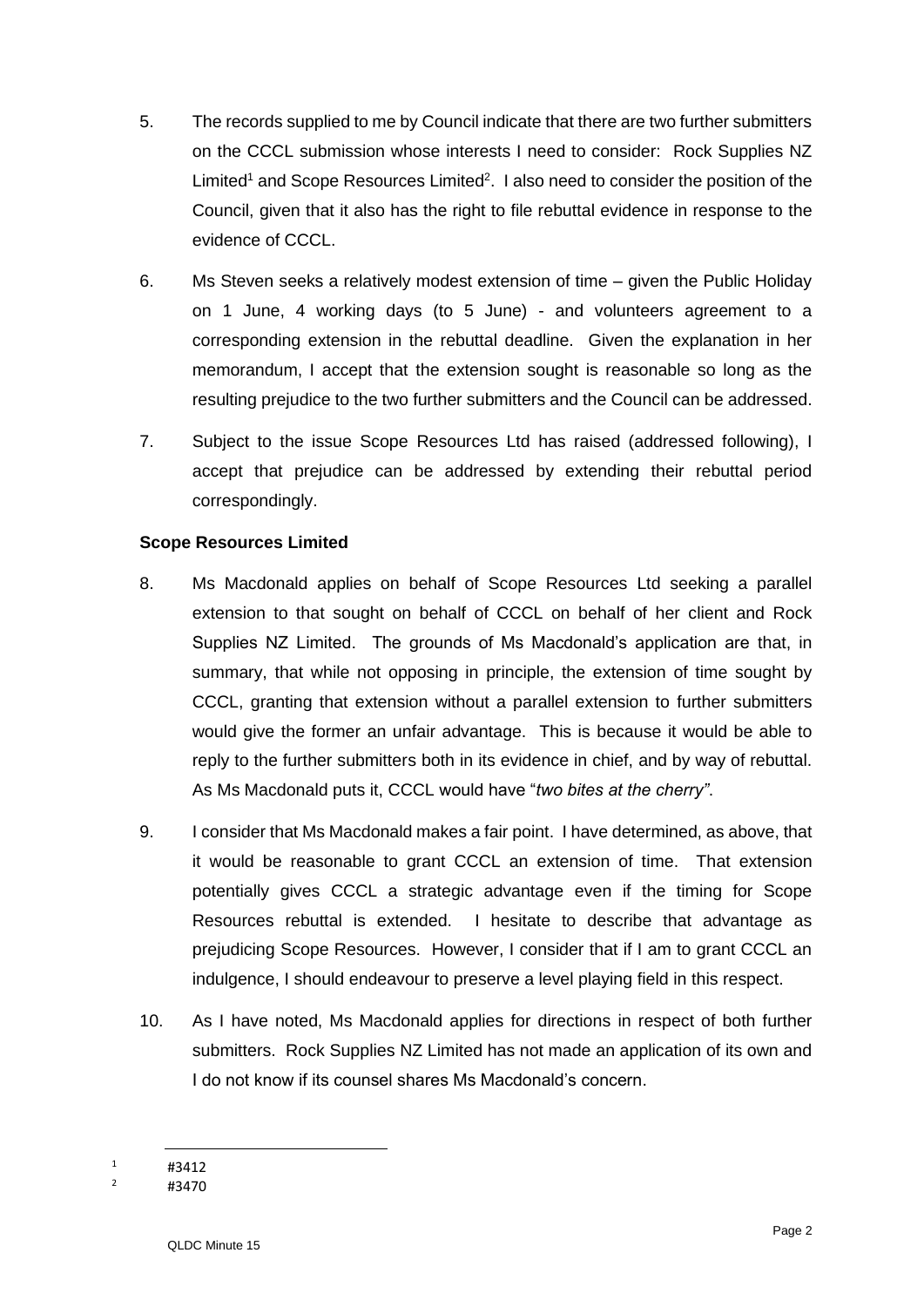5. The records supplied to me by Council indicate that there are two further submitters on the CCCL submission whose interests I need to consider: Rock Supplies NZ Limited[1] and Scope Resources Limited[2]. I also need to consider the position of the Council, given that it also has the right to file rebuttal evidence in response to the evidence of CCCL.

6. Ms Steven seeks a relatively modest extension of time – given the Public Holiday on 1 June, 4 working days (to 5 June) - and volunteers agreement to a corresponding extension in the rebuttal deadline. Given the explanation in her memorandum, I accept that the extension sought is reasonable so long as the resulting prejudice to the two further submitters and the Council can be addressed.

7. Subject to the issue Scope Resources Ltd has raised (addressed following), I accept that prejudice can be addressed by extending their rebuttal period correspondingly.

**Scope Resources Limited**

8. Ms Macdonald applies on behalf of Scope Resources Ltd seeking a parallel extension to that sought on behalf of CCCL on behalf of her client and Rock Supplies NZ Limited. The grounds of Ms Macdonald's application are that, in summary, that while not opposing in principle, the extension of time sought by CCCL, granting that extension without a parallel extension to further submitters would give the former an unfair advantage. This is because it would be able to reply to the further submitters both in its evidence in chief, and by way of rebuttal. As Ms Macdonald puts it, CCCL would have "*two bites at the cherry"*.

9. I consider that Ms Macdonald makes a fair point. I have determined, as above, that it would be reasonable to grant CCCL an extension of time. That extension potentially gives CCCL a strategic advantage even if the timing for Scope Resources rebuttal is extended. I hesitate to describe that advantage as prejudicing Scope Resources. However, I consider that if I am to grant CCCL an indulgence, I should endeavour to preserve a level playing field in this respect.

10. As I have noted, Ms Macdonald applies for directions in respect of both further submitters. Rock Supplies NZ Limited has not made an application of its own and I do not know if its counsel shares Ms Macdonald's concern.

---

[1] #3412

[2] #3470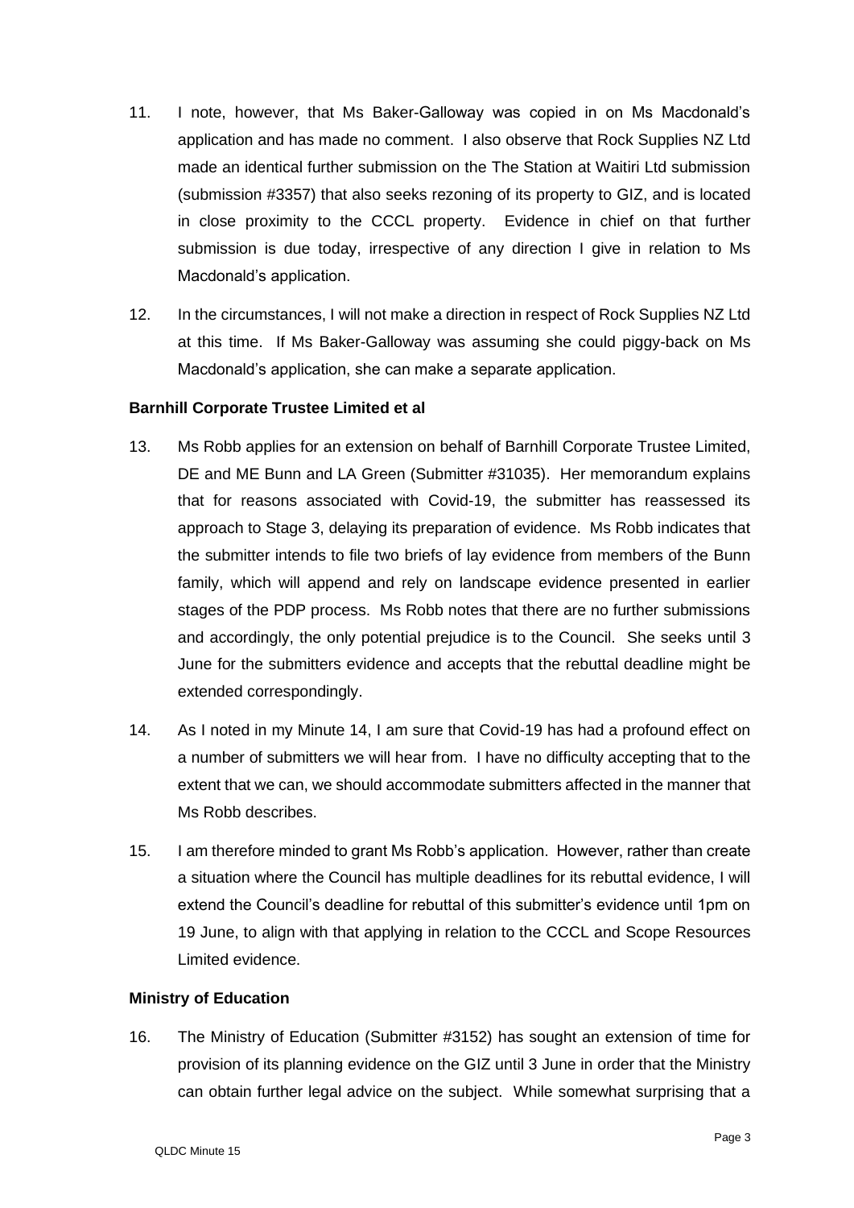11. I note, however, that Ms Baker-Galloway was copied in on Ms Macdonald's application and has made no comment. I also observe that Rock Supplies NZ Ltd made an identical further submission on the The Station at Waitiri Ltd submission (submission #3357) that also seeks rezoning of its property to GIZ, and is located in close proximity to the CCCL property. Evidence in chief on that further submission is due today, irrespective of any direction I give in relation to Ms Macdonald's application.

12. In the circumstances, I will not make a direction in respect of Rock Supplies NZ Ltd at this time. If Ms Baker-Galloway was assuming she could piggy-back on Ms Macdonald's application, she can make a separate application.

**Barnhill Corporate Trustee Limited et al**

13. Ms Robb applies for an extension on behalf of Barnhill Corporate Trustee Limited, DE and ME Bunn and LA Green (Submitter #31035). Her memorandum explains that for reasons associated with Covid-19, the submitter has reassessed its approach to Stage 3, delaying its preparation of evidence. Ms Robb indicates that the submitter intends to file two briefs of lay evidence from members of the Bunn family, which will append and rely on landscape evidence presented in earlier stages of the PDP process. Ms Robb notes that there are no further submissions and accordingly, the only potential prejudice is to the Council. She seeks until 3 June for the submitters evidence and accepts that the rebuttal deadline might be extended correspondingly.

14. As I noted in my Minute 14, I am sure that Covid-19 has had a profound effect on a number of submitters we will hear from. I have no difficulty accepting that to the extent that we can, we should accommodate submitters affected in the manner that Ms Robb describes.

15. I am therefore minded to grant Ms Robb's application. However, rather than create a situation where the Council has multiple deadlines for its rebuttal evidence, I will extend the Council's deadline for rebuttal of this submitter's evidence until 1pm on 19 June, to align with that applying in relation to the CCCL and Scope Resources Limited evidence.

**Ministry of Education**

16. The Ministry of Education (Submitter #3152) has sought an extension of time for provision of its planning evidence on the GIZ until 3 June in order that the Ministry can obtain further legal advice on the subject. While somewhat surprising that a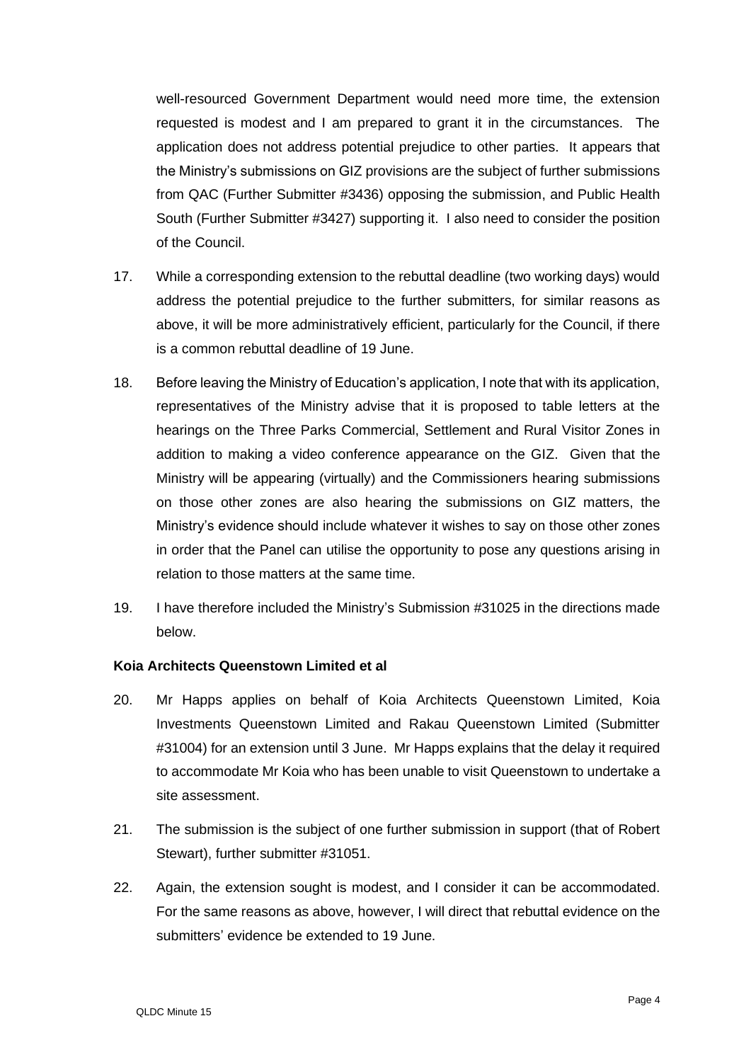well-resourced Government Department would need more time, the extension requested is modest and I am prepared to grant it in the circumstances. The application does not address potential prejudice to other parties. It appears that the Ministry's submissions on GIZ provisions are the subject of further submissions from QAC (Further Submitter #3436) opposing the submission, and Public Health South (Further Submitter #3427) supporting it. I also need to consider the position of the Council.

17. While a corresponding extension to the rebuttal deadline (two working days) would address the potential prejudice to the further submitters, for similar reasons as above, it will be more administratively efficient, particularly for the Council, if there is a common rebuttal deadline of 19 June.

18. Before leaving the Ministry of Education's application, I note that with its application, representatives of the Ministry advise that it is proposed to table letters at the hearings on the Three Parks Commercial, Settlement and Rural Visitor Zones in addition to making a video conference appearance on the GIZ. Given that the Ministry will be appearing (virtually) and the Commissioners hearing submissions on those other zones are also hearing the submissions on GIZ matters, the Ministry's evidence should include whatever it wishes to say on those other zones in order that the Panel can utilise the opportunity to pose any questions arising in relation to those matters at the same time.

19. I have therefore included the Ministry's Submission #31025 in the directions made below.

**Koia Architects Queenstown Limited et al**

20. Mr Happs applies on behalf of Koia Architects Queenstown Limited, Koia Investments Queenstown Limited and Rakau Queenstown Limited (Submitter #31004) for an extension until 3 June. Mr Happs explains that the delay it required to accommodate Mr Koia who has been unable to visit Queenstown to undertake a site assessment.

21. The submission is the subject of one further submission in support (that of Robert Stewart), further submitter #31051.

22. Again, the extension sought is modest, and I consider it can be accommodated. For the same reasons as above, however, I will direct that rebuttal evidence on the submitters' evidence be extended to 19 June.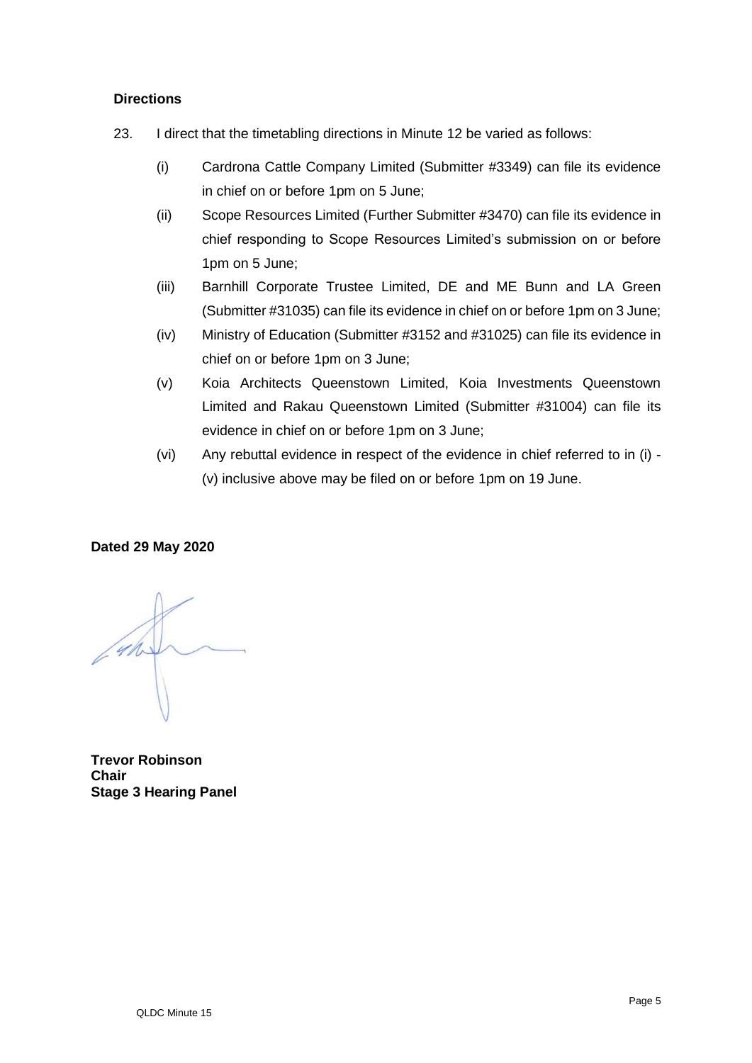## Directions

23. I direct that the timetabling directions in Minute 12 be varied as follows:

    (i) Cardrona Cattle Company Limited (Submitter #3349) can file its evidence in chief on or before 1pm on 5 June;

    (ii) Scope Resources Limited (Further Submitter #3470) can file its evidence in chief responding to Scope Resources Limited's submission on or before 1pm on 5 June;

    (iii) Barnhill Corporate Trustee Limited, DE and ME Bunn and LA Green (Submitter #31035) can file its evidence in chief on or before 1pm on 3 June;

    (iv) Ministry of Education (Submitter #3152 and #31025) can file its evidence in chief on or before 1pm on 3 June;

    (v) Koia Architects Queenstown Limited, Koia Investments Queenstown Limited and Rakau Queenstown Limited (Submitter #31004) can file its evidence in chief on or before 1pm on 3 June;

    (vi) Any rebuttal evidence in respect of the evidence in chief referred to in (i) - (v) inclusive above may be filed on or before 1pm on 19 June.

**Dated 29 May 2020**

**Trevor Robinson**
**Chair**
**Stage 3 Hearing Panel**